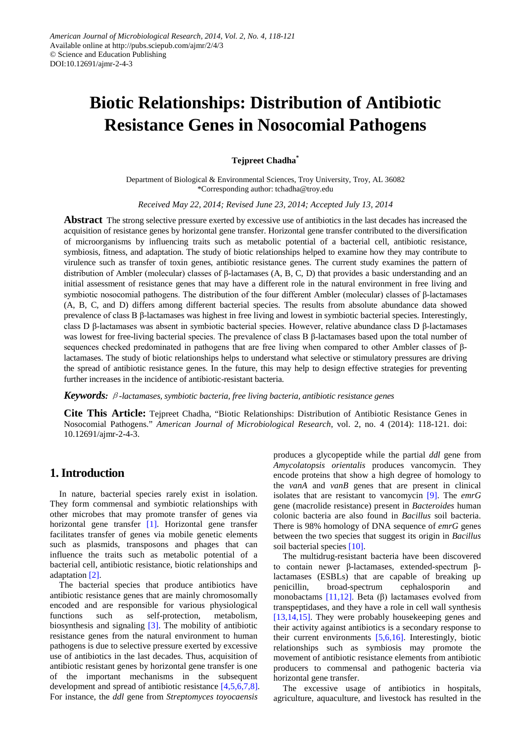American Journal of Microbiological Research, 2014, Vol. 2, No. 4, 118-121
Available online at http://pubs.sciepub.com/ajmr/2/4/3
© Science and Education Publishing
DOI:10.12691/ajmr-2-4-3

# Biotic Relationships: Distribution of Antibiotic Resistance Genes in Nosocomial Pathogens

**Tejpreet Chadha***

Department of Biological & Environmental Sciences, Troy University, Troy, AL 36082
*Corresponding author: tchadha@troy.edu

*Received May 22, 2014; Revised June 23, 2014; Accepted July 13, 2014*

**Abstract** The strong selective pressure exerted by excessive use of antibiotics in the last decades has increased the acquisition of resistance genes by horizontal gene transfer. Horizontal gene transfer contributed to the diversification of microorganisms by influencing traits such as metabolic potential of a bacterial cell, antibiotic resistance, symbiosis, fitness, and adaptation. The study of biotic relationships helped to examine how they may contribute to virulence such as transfer of toxin genes, antibiotic resistance genes. The current study examines the pattern of distribution of Ambler (molecular) classes of β-lactamases (A, B, C, D) that provides a basic understanding and an initial assessment of resistance genes that may have a different role in the natural environment in free living and symbiotic nosocomial pathogens. The distribution of the four different Ambler (molecular) classes of β-lactamases (A, B, C, and D) differs among different bacterial species. The results from absolute abundance data showed prevalence of class B β-lactamases was highest in free living and lowest in symbiotic bacterial species. Interestingly, class D β-lactamases was absent in symbiotic bacterial species. However, relative abundance class D β-lactamases was lowest for free-living bacterial species. The prevalence of class B β-lactamases based upon the total number of sequences checked predominated in pathogens that are free living when compared to other Ambler classes of β-lactamases. The study of biotic relationships helps to understand what selective or stimulatory pressures are driving the spread of antibiotic resistance genes. In the future, this may help to design effective strategies for preventing further increases in the incidence of antibiotic-resistant bacteria.

***Keywords:*** *β-lactamases, symbiotic bacteria, free living bacteria, antibiotic resistance genes*

**Cite This Article:** Tejpreet Chadha, "Biotic Relationships: Distribution of Antibiotic Resistance Genes in Nosocomial Pathogens." *American Journal of Microbiological Research*, vol. 2, no. 4 (2014): 118-121. doi: 10.12691/ajmr-2-4-3.

## 1. Introduction

In nature, bacterial species rarely exist in isolation. They form commensal and symbiotic relationships with other microbes that may promote transfer of genes via horizontal gene transfer [1]. Horizontal gene transfer facilitates transfer of genes via mobile genetic elements such as plasmids, transposons and phages that can influence the traits such as metabolic potential of a bacterial cell, antibiotic resistance, biotic relationships and adaptation [2].

The bacterial species that produce antibiotics have antibiotic resistance genes that are mainly chromosomally encoded and are responsible for various physiological functions such as self-protection, metabolism, biosynthesis and signaling [3]. The mobility of antibiotic resistance genes from the natural environment to human pathogens is due to selective pressure exerted by excessive use of antibiotics in the last decades. Thus, acquisition of antibiotic resistant genes by horizontal gene transfer is one of the important mechanisms in the subsequent development and spread of antibiotic resistance [4,5,6,7,8]. For instance, the *ddl* gene from *Streptomyces toyocaensis* produces a glycopeptide while the partial *ddl* gene from *Amycolatopsis orientalis* produces vancomycin. They encode proteins that show a high degree of homology to the *vanA* and *vanB* genes that are present in clinical isolates that are resistant to vancomycin [9]. The *emrG* gene (macrolide resistance) present in *Bacteroides* human colonic bacteria are also found in *Bacillus* soil bacteria. There is 98% homology of DNA sequence of *emrG* genes between the two species that suggest its origin in *Bacillus* soil bacterial species [10].

The multidrug-resistant bacteria have been discovered to contain newer β-lactamases, extended-spectrum β-lactamases (ESBLs) that are capable of breaking up penicillin, broad-spectrum cephalosporin and monobactams [11,12]. Beta (β) lactamases evolved from transpeptidases, and they have a role in cell wall synthesis [13,14,15]. They were probably housekeeping genes and their activity against antibiotics is a secondary response to their current environments [5,6,16]. Interestingly, biotic relationships such as symbiosis may promote the movement of antibiotic resistance elements from antibiotic producers to commensal and pathogenic bacteria via horizontal gene transfer.

The excessive usage of antibiotics in hospitals, agriculture, aquaculture, and livestock has resulted in the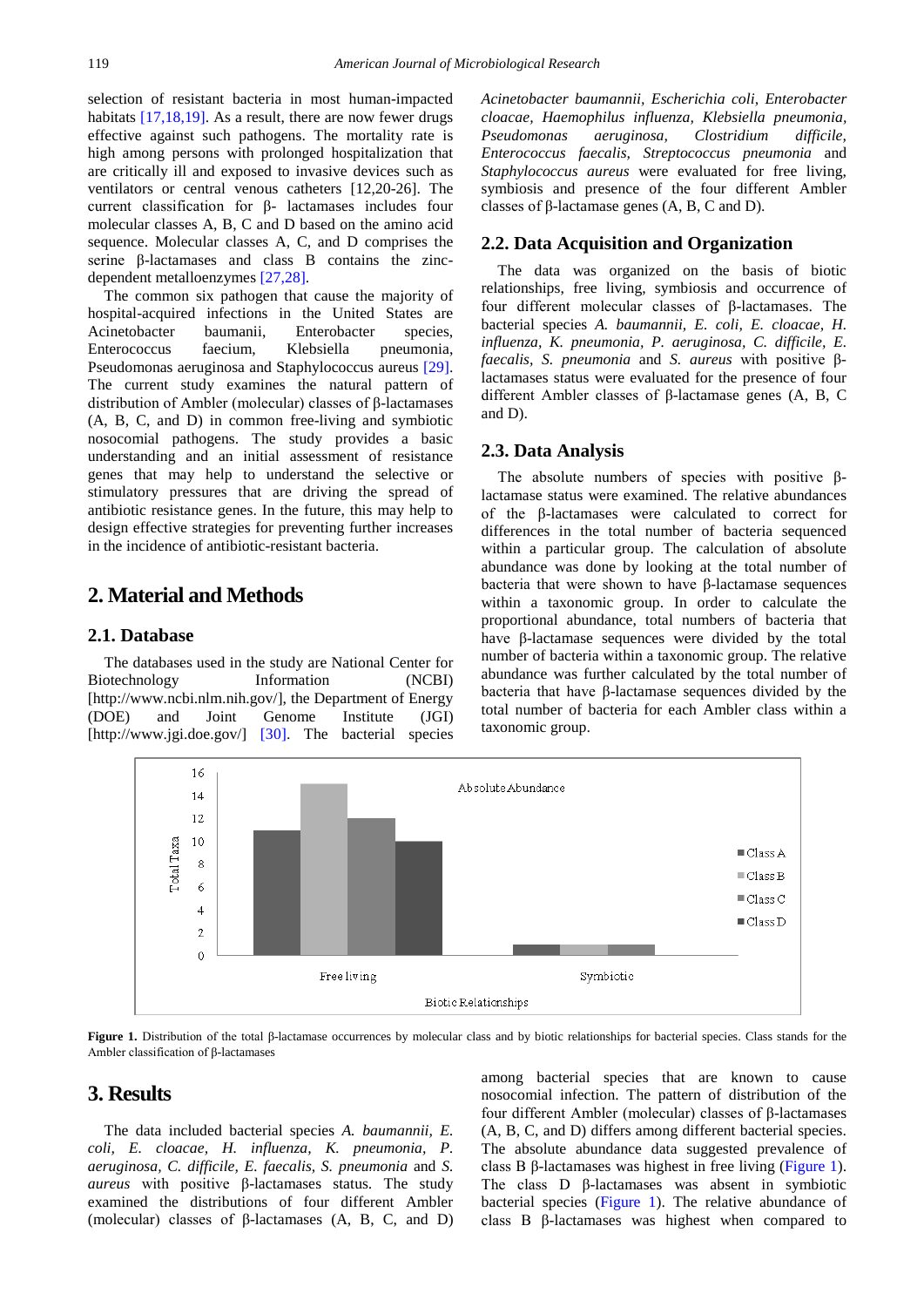selection of resistant bacteria in most human-impacted habitats [17,18,19]. As a result, there are now fewer drugs effective against such pathogens. The mortality rate is high among persons with prolonged hospitalization that are critically ill and exposed to invasive devices such as ventilators or central venous catheters [12,20-26]. The current classification for β- lactamases includes four molecular classes A, B, C and D based on the amino acid sequence. Molecular classes A, C, and D comprises the serine β-lactamases and class B contains the zinc-dependent metalloenzymes [27,28].

The common six pathogen that cause the majority of hospital-acquired infections in the United States are Acinetobacter baumanii, Enterobacter species, Enterococcus faecium, Klebsiella pneumonia, Pseudomonas aeruginosa and Staphylococcus aureus [29]. The current study examines the natural pattern of distribution of Ambler (molecular) classes of β-lactamases (A, B, C, and D) in common free-living and symbiotic nosocomial pathogens. The study provides a basic understanding and an initial assessment of resistance genes that may help to understand the selective or stimulatory pressures that are driving the spread of antibiotic resistance genes. In the future, this may help to design effective strategies for preventing further increases in the incidence of antibiotic-resistant bacteria.

## 2. Material and Methods

### 2.1. Database

The databases used in the study are National Center for Biotechnology Information (NCBI) [http://www.ncbi.nlm.nih.gov/], the Department of Energy (DOE) and Joint Genome Institute (JGI) [http://www.jgi.doe.gov/] [30]. The bacterial species *Acinetobacter baumannii, Escherichia coli, Enterobacter cloacae, Haemophilus influenza, Klebsiella pneumonia, Pseudomonas aeruginosa, Clostridium difficile, Enterococcus faecalis, Streptococcus pneumonia* and *Staphylococcus aureus* were evaluated for free living, symbiosis and presence of the four different Ambler classes of β-lactamase genes (A, B, C and D).

### 2.2. Data Acquisition and Organization

The data was organized on the basis of biotic relationships, free living, symbiosis and occurrence of four different molecular classes of β-lactamases. The bacterial species *A. baumannii, E. coli, E. cloacae, H. influenza, K. pneumonia, P. aeruginosa, C. difficile, E. faecalis, S. pneumonia* and *S. aureus* with positive β-lactamases status were evaluated for the presence of four different Ambler classes of β-lactamase genes (A, B, C and D).

### 2.3. Data Analysis

The absolute numbers of species with positive β-lactamase status were examined. The relative abundances of the β-lactamases were calculated to correct for differences in the total number of bacteria sequenced within a particular group. The calculation of absolute abundance was done by looking at the total number of bacteria that were shown to have β-lactamase sequences within a taxonomic group. In order to calculate the proportional abundance, total numbers of bacteria that have β-lactamase sequences were divided by the total number of bacteria within a taxonomic group. The relative abundance was further calculated by the total number of bacteria that have β-lactamase sequences divided by the total number of bacteria for each Ambler class within a taxonomic group.

**Figure 1.** Distribution of the total β-lactamase occurrences by molecular class and by biotic relationships for bacterial species. Class stands for the Ambler classification of β-lactamases

## 3. Results

The data included bacterial species *A. baumannii, E. coli, E. cloacae, H. influenza, K. pneumonia, P. aeruginosa, C. difficile, E. faecalis, S. pneumonia* and *S. aureus* with positive β-lactamases status. The study examined the distributions of four different Ambler (molecular) classes of β-lactamases (A, B, C, and D) among bacterial species that are known to cause nosocomial infection. The pattern of distribution of the four different Ambler (molecular) classes of β-lactamases (A, B, C, and D) differs among different bacterial species. The absolute abundance data suggested prevalence of class B β-lactamases was highest in free living (Figure 1). The class D β-lactamases was absent in symbiotic bacterial species (Figure 1). The relative abundance of class B β-lactamases was highest when compared to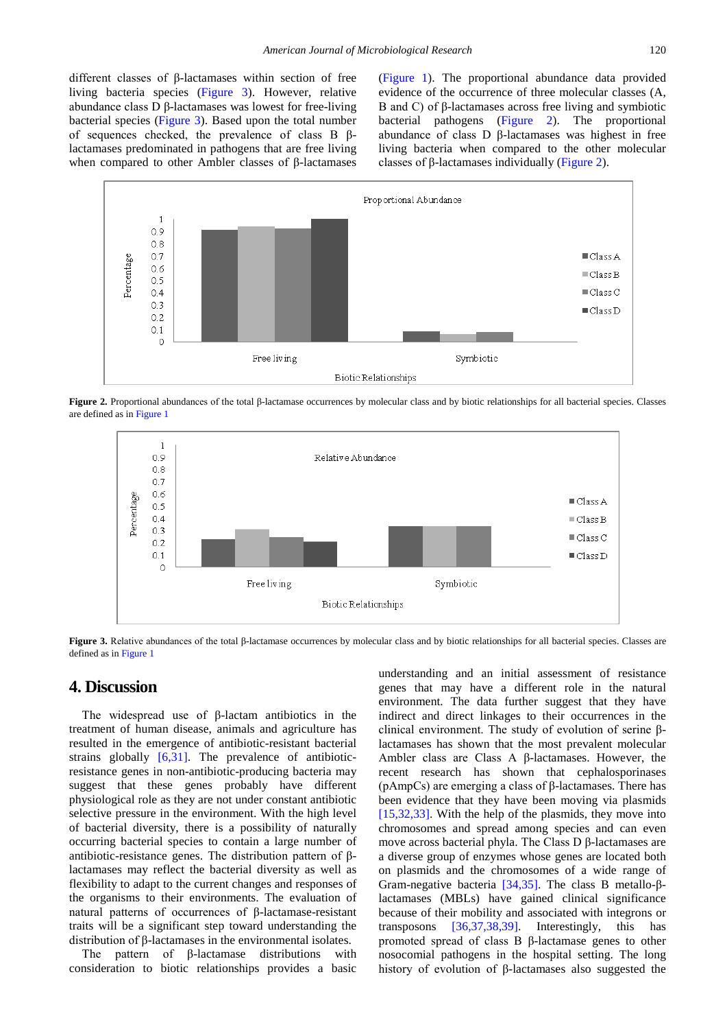different classes of β-lactamases within section of free living bacteria species (Figure 3). However, relative abundance class D β-lactamases was lowest for free-living bacterial species (Figure 3). Based upon the total number of sequences checked, the prevalence of class B β-lactamases predominated in pathogens that are free living when compared to other Ambler classes of β-lactamases (Figure 1). The proportional abundance data provided evidence of the occurrence of three molecular classes (A, B and C) of β-lactamases across free living and symbiotic bacterial pathogens (Figure 2). The proportional abundance of class D β-lactamases was highest in free living bacteria when compared to the other molecular classes of β-lactamases individually (Figure 2).

**Figure 2.** Proportional abundances of the total β-lactamase occurrences by molecular class and by biotic relationships for all bacterial species. Classes are defined as in Figure 1

**Figure 3.** Relative abundances of the total β-lactamase occurrences by molecular class and by biotic relationships for all bacterial species. Classes are defined as in Figure 1

## 4. Discussion

The widespread use of β-lactam antibiotics in the treatment of human disease, animals and agriculture has resulted in the emergence of antibiotic-resistant bacterial strains globally [6,31]. The prevalence of antibiotic-resistance genes in non-antibiotic-producing bacteria may suggest that these genes probably have different physiological role as they are not under constant antibiotic selective pressure in the environment. With the high level of bacterial diversity, there is a possibility of naturally occurring bacterial species to contain a large number of antibiotic-resistance genes. The distribution pattern of β-lactamases may reflect the bacterial diversity as well as flexibility to adapt to the current changes and responses of the organisms to their environments. The evaluation of natural patterns of occurrences of β-lactamase-resistant traits will be a significant step toward understanding the distribution of β-lactamases in the environmental isolates.

The pattern of β-lactamase distributions with consideration to biotic relationships provides a basic understanding and an initial assessment of resistance genes that may have a different role in the natural environment. The data further suggest that they have indirect and direct linkages to their occurrences in the clinical environment. The study of evolution of serine β-lactamases has shown that the most prevalent molecular Ambler class are Class A β-lactamases. However, the recent research has shown that cephalosporinases (pAmpCs) are emerging a class of β-lactamases. There has been evidence that they have been moving via plasmids [15,32,33]. With the help of the plasmids, they move into chromosomes and spread among species and can even move across bacterial phyla. The Class D β-lactamases are a diverse group of enzymes whose genes are located both on plasmids and the chromosomes of a wide range of Gram-negative bacteria [34,35]. The class B metallo-β-lactamases (MBLs) have gained clinical significance because of their mobility and associated with integrons or transposons [36,37,38,39]. Interestingly, this has promoted spread of class B β-lactamase genes to other nosocomial pathogens in the hospital setting. The long history of evolution of β-lactamases also suggested the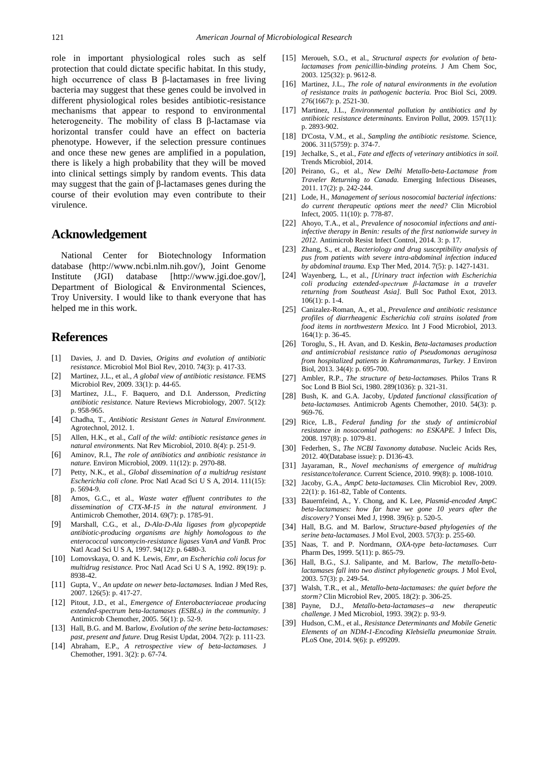role in important physiological roles such as self protection that could dictate specific habitat. In this study, high occurrence of class B β-lactamases in free living bacteria may suggest that these genes could be involved in different physiological roles besides antibiotic-resistance mechanisms that appear to respond to environmental heterogeneity. The mobility of class B β-lactamase via horizontal transfer could have an effect on bacteria phenotype. However, if the selection pressure continues and once these new genes are amplified in a population, there is likely a high probability that they will be moved into clinical settings simply by random events. This data may suggest that the gain of β-lactamases genes during the course of their evolution may even contribute to their virulence.

## Acknowledgement

National Center for Biotechnology Information database (http://www.ncbi.nlm.nih.gov/), Joint Genome Institute (JGI) database [http://www.jgi.doe.gov/], Department of Biological & Environmental Sciences, Troy University. I would like to thank everyone that has helped me in this work.

## References

[1] Davies, J. and D. Davies, *Origins and evolution of antibiotic resistance.* Microbiol Mol Biol Rev, 2010. 74(3): p. 417-33.

[2] Martinez, J.L., et al., *A global view of antibiotic resistance.* FEMS Microbiol Rev, 2009. 33(1): p. 44-65.

[3] Martinez, J.L., F. Baquero, and D.I. Andersson, *Predicting antibiotic resistance.* Nature Reviews Microbiology, 2007. 5(12): p. 958-965.

[4] Chadha, T., *Antibiotic Resistant Genes in Natural Environment.* Agrotechnol, 2012. 1.

[5] Allen, H.K., et al., *Call of the wild: antibiotic resistance genes in natural environments.* Nat Rev Microbiol, 2010. 8(4): p. 251-9.

[6] Aminov, R.I., *The role of antibiotics and antibiotic resistance in nature.* Environ Microbiol, 2009. 11(12): p. 2970-88.

[7] Petty, N.K., et al., *Global dissemination of a multidrug resistant Escherichia coli clone.* Proc Natl Acad Sci U S A, 2014. 111(15): p. 5694-9.

[8] Amos, G.C., et al., *Waste water effluent contributes to the dissemination of CTX-M-15 in the natural environment.* J Antimicrob Chemother, 2014. 69(7): p. 1785-91.

[9] Marshall, C.G., et al., *D-Ala-D-Ala ligases from glycopeptide antibiotic-producing organisms are highly homologous to the enterococcal vancomycin-resistance ligases VanA and VanB.* Proc Natl Acad Sci U S A, 1997. 94(12): p. 6480-3.

[10] Lomovskaya, O. and K. Lewis, *Emr, an Escherichia coli locus for multidrug resistance.* Proc Natl Acad Sci U S A, 1992. 89(19): p. 8938-42.

[11] Gupta, V., *An update on newer beta-lactamases.* Indian J Med Res, 2007. 126(5): p. 417-27.

[12] Pitout, J.D., et al., *Emergence of Enterobacteriaceae producing extended-spectrum beta-lactamases (ESBLs) in the community.* J Antimicrob Chemother, 2005. 56(1): p. 52-9.

[13] Hall, B.G. and M. Barlow, *Evolution of the serine beta-lactamases: past, present and future.* Drug Resist Updat, 2004. 7(2): p. 111-23.

[14] Abraham, E.P., *A retrospective view of beta-lactamases.* J Chemother, 1991. 3(2): p. 67-74.

[15] Meroueh, S.O., et al., *Structural aspects for evolution of beta-lactamases from penicillin-binding proteins.* J Am Chem Soc, 2003. 125(32): p. 9612-8.

[16] Martinez, J.L., *The role of natural environments in the evolution of resistance traits in pathogenic bacteria.* Proc Biol Sci, 2009. 276(1667): p. 2521-30.

[17] Martinez, J.L., *Environmental pollution by antibiotics and by antibiotic resistance determinants.* Environ Pollut, 2009. 157(11): p. 2893-902.

[18] D'Costa, V.M., et al., *Sampling the antibiotic resistome.* Science, 2006. 311(5759): p. 374-7.

[19] Jechalke, S., et al., *Fate and effects of veterinary antibiotics in soil.* Trends Microbiol, 2014.

[20] Peirano, G., et al., *New Delhi Metallo-beta-Lactamase from Traveler Returning to Canada.* Emerging Infectious Diseases, 2011. 17(2): p. 242-244.

[21] Lode, H., *Management of serious nosocomial bacterial infections: do current therapeutic options meet the need?* Clin Microbiol Infect, 2005. 11(10): p. 778-87.

[22] Ahoyo, T.A., et al., *Prevalence of nosocomial infections and anti-infective therapy in Benin: results of the first nationwide survey in 2012.* Antimicrob Resist Infect Control, 2014. 3: p. 17.

[23] Zhang, S., et al., *Bacteriology and drug susceptibility analysis of pus from patients with severe intra-abdominal infection induced by abdominal trauma.* Exp Ther Med, 2014. 7(5): p. 1427-1431.

[24] Wayenberg, L., et al., *[Urinary tract infection with Escherichia coli producing extended-spectrum β-lactamase in a traveler returning from Southeast Asia].* Bull Soc Pathol Exot, 2013. 106(1): p. 1-4.

[25] Canizalez-Roman, A., et al., *Prevalence and antibiotic resistance profiles of diarrheagenic Escherichia coli strains isolated from food items in northwestern Mexico.* Int J Food Microbiol, 2013. 164(1): p. 36-45.

[26] Toroglu, S., H. Avan, and D. Keskin, *Beta-lactamases production and antimicrobial resistance ratio of Pseudomonas aeruginosa from hospitalized patients in Kahramanmaras, Turkey.* J Environ Biol, 2013. 34(4): p. 695-700.

[27] Ambler, R.P., *The structure of beta-lactamases.* Philos Trans R Soc Lond B Biol Sci, 1980. 289(1036): p. 321-31.

[28] Bush, K. and G.A. Jacoby, *Updated functional classification of beta-lactamases.* Antimicrob Agents Chemother, 2010. 54(3): p. 969-76.

[29] Rice, L.B., *Federal funding for the study of antimicrobial resistance in nosocomial pathogens: no ESKAPE.* J Infect Dis, 2008. 197(8): p. 1079-81.

[30] Federhen, S., *The NCBI Taxonomy database.* Nucleic Acids Res, 2012. 40(Database issue): p. D136-43.

[31] Jayaraman, R., *Novel mechanisms of emergence of multidrug resistance/tolerance.* Current Science, 2010. 99(8): p. 1008-1010.

[32] Jacoby, G.A., *AmpC beta-lactamases.* Clin Microbiol Rev, 2009. 22(1): p. 161-82, Table of Contents.

[33] Bauernfeind, A., Y. Chong, and K. Lee, *Plasmid-encoded AmpC beta-lactamases: how far have we gone 10 years after the discovery?* Yonsei Med J, 1998. 39(6): p. 520-5.

[34] Hall, B.G. and M. Barlow, *Structure-based phylogenies of the serine beta-lactamases.* J Mol Evol, 2003. 57(3): p. 255-60.

[35] Naas, T. and P. Nordmann, *OXA-type beta-lactamases.* Curr Pharm Des, 1999. 5(11): p. 865-79.

[36] Hall, B.G., S.J. Salipante, and M. Barlow, *The metallo-beta-lactamases fall into two distinct phylogenetic groups.* J Mol Evol, 2003. 57(3): p. 249-54.

[37] Walsh, T.R., et al., *Metallo-beta-lactamases: the quiet before the storm?* Clin Microbiol Rev, 2005. 18(2): p. 306-25.

[38] Payne, D.J., *Metallo-beta-lactamases--a new therapeutic challenge.* J Med Microbiol, 1993. 39(2): p. 93-9.

[39] Hudson, C.M., et al., *Resistance Determinants and Mobile Genetic Elements of an NDM-1-Encoding Klebsiella pneumoniae Strain.* PLoS One, 2014. 9(6): p. e99209.